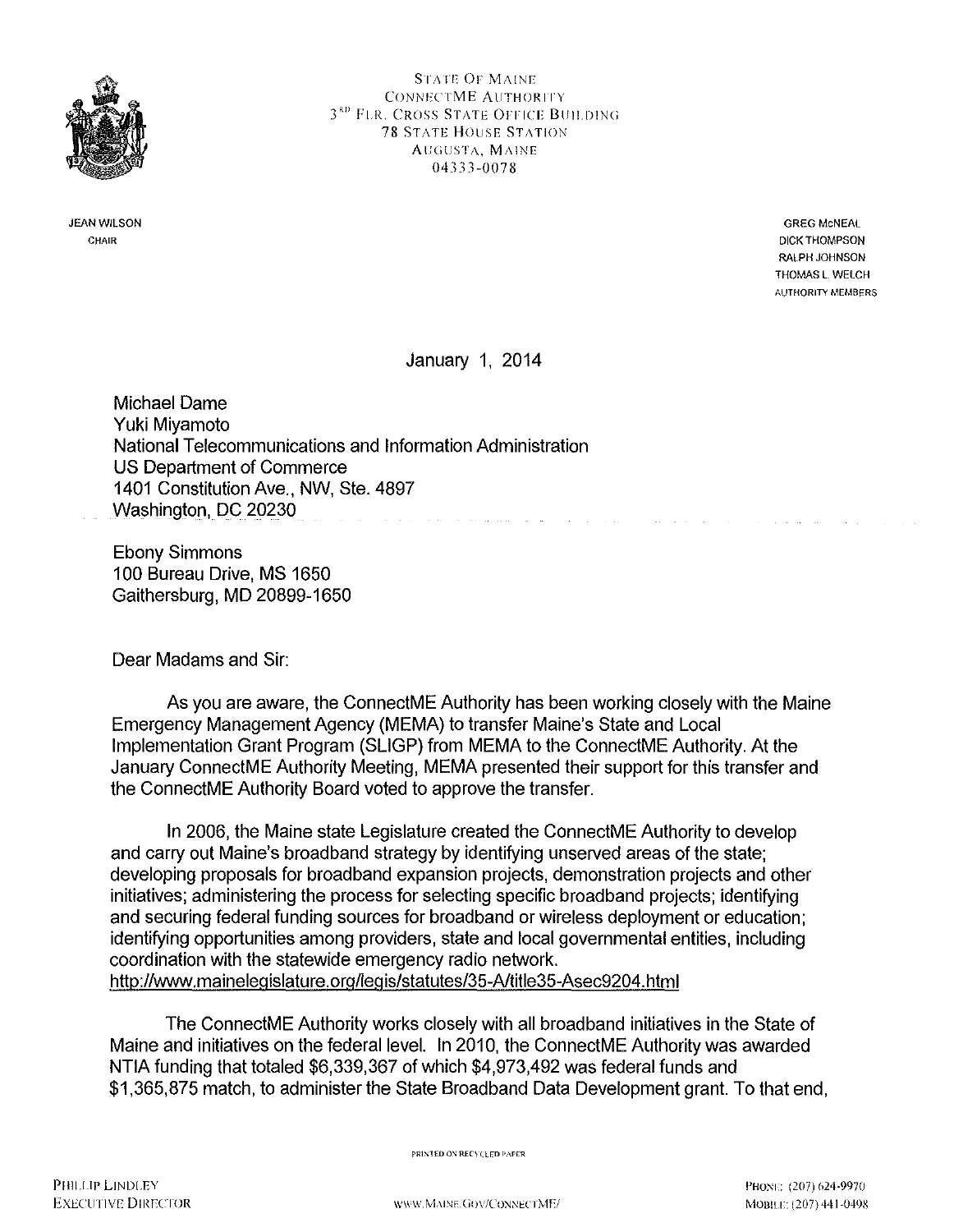STATE OF MAINE
CONNECTME AUTHORITY
3[RD] FLR. CROSS STATE OFFICE BUILDING
78 STATE HOUSE STATION
AUGUSTA, MAINE
04333-0078

JEAN WILSON
CHAIR

GREG McNEAL
DICK THOMPSON
RALPH JOHNSON
THOMAS L. WELCH
AUTHORITY MEMBERS

January 1, 2014

Michael Dame
Yuki Miyamoto
National Telecommunications and Information Administration
US Department of Commerce
1401 Constitution Ave., NW, Ste. 4897
Washington, DC 20230

Ebony Simmons
100 Bureau Drive, MS 1650
Gaithersburg, MD 20899-1650

Dear Madams and Sir:

As you are aware, the ConnectME Authority has been working closely with the Maine Emergency Management Agency (MEMA) to transfer Maine's State and Local Implementation Grant Program (SLIGP) from MEMA to the ConnectME Authority. At the January ConnectME Authority Meeting, MEMA presented their support for this transfer and the ConnectME Authority Board voted to approve the transfer.

In 2006, the Maine state Legislature created the ConnectME Authority to develop and carry out Maine's broadband strategy by identifying unserved areas of the state; developing proposals for broadband expansion projects, demonstration projects and other initiatives; administering the process for selecting specific broadband projects; identifying and securing federal funding sources for broadband or wireless deployment or education; identifying opportunities among providers, state and local governmental entities, including coordination with the statewide emergency radio network.
http://www.mainelegislature.org/legis/statutes/35-A/title35-Asec9204.html

The ConnectME Authority works closely with all broadband initiatives in the State of Maine and initiatives on the federal level. In 2010, the ConnectME Authority was awarded NTIA funding that totaled $6,339,367 of which $4,973,492 was federal funds and $1,365,875 match, to administer the State Broadband Data Development grant. To that end,

PRINTED ON RECYCLED PAPER

PHILLIP LINDLEY
EXECUTIVE DIRECTOR

WWW.MAINE.GOV/CONNECTME/

PHONE: (207) 624-9970
MOBILE: (207) 441-0498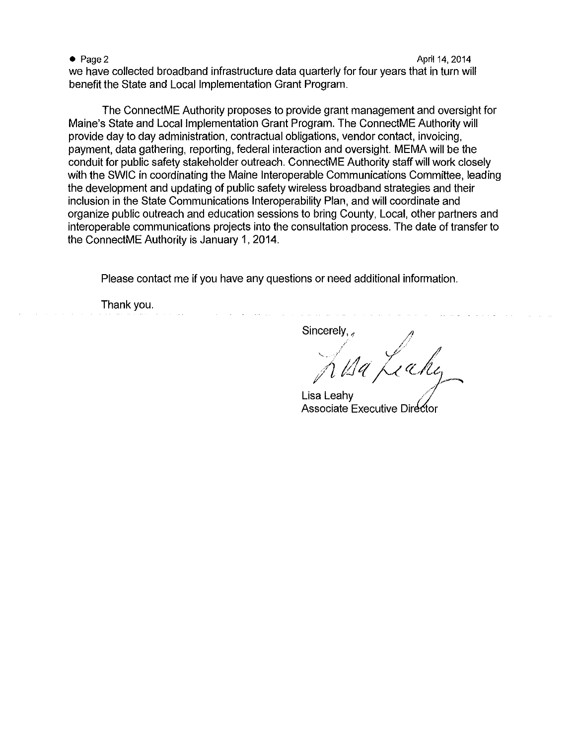we have collected broadband infrastructure data quarterly for four years that in turn will benefit the State and Local Implementation Grant Program.

The ConnectME Authority proposes to provide grant management and oversight for Maine's State and Local Implementation Grant Program. The ConnectME Authority will provide day to day administration, contractual obligations, vendor contact, invoicing, payment, data gathering, reporting, federal interaction and oversight. MEMA will be the conduit for public safety stakeholder outreach. ConnectME Authority staff will work closely with the SWIC in coordinating the Maine Interoperable Communications Committee, leading the development and updating of public safety wireless broadband strategies and their inclusion in the State Communications Interoperability Plan, and will coordinate and organize public outreach and education sessions to bring County, Local, other partners and interoperable communications projects into the consultation process. The date of transfer to the ConnectME Authority is January 1, 2014.

Please contact me if you have any questions or need additional information.

Thank you.

Sincerely,

Lisa Leahy
Associate Executive Director